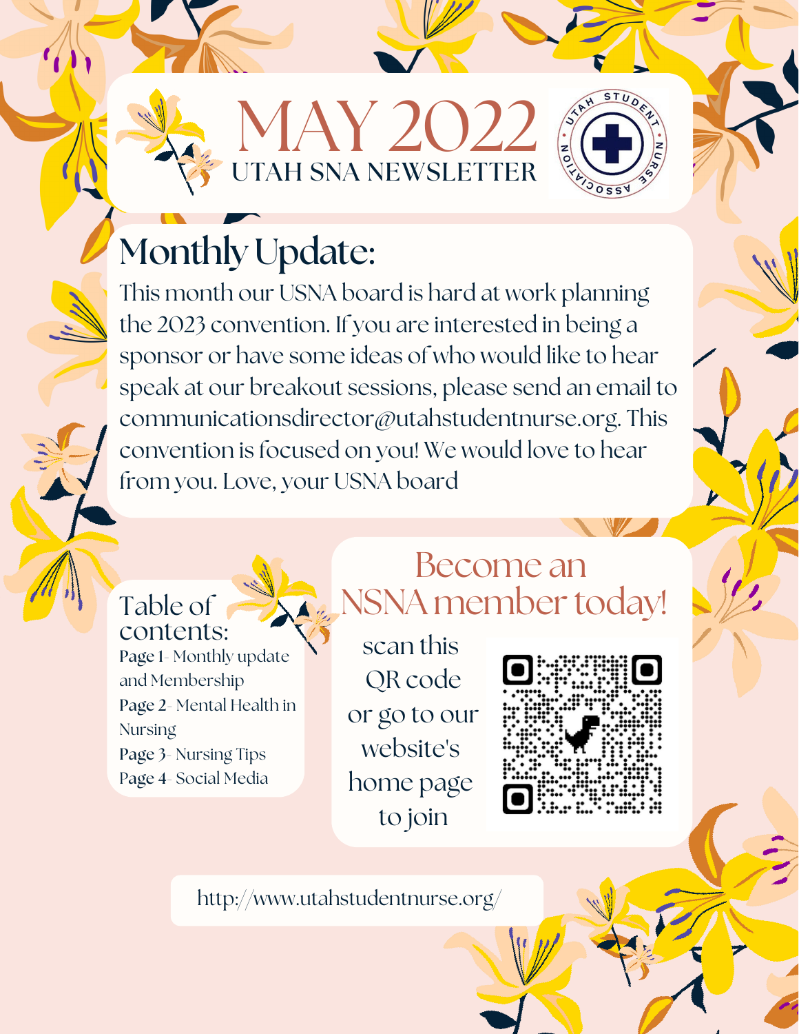# MAY 2022

## UTAH SNA NEWSLETTER

## Monthly Update:

This month our USNA board is hard at work planning the 2023 convention. If you are interested in being a sponsor or have some ideas of who would like to hear speak at our breakout sessions, please send an email to communicationsdirector@utahstudentnurse.org. This convention is focused on you! We would love to hear from you. Love, your USNA board

### Table of contents:

Page 1- Monthly update and Membership
Page 2- Mental Health in Nursing
Page 3- Nursing Tips
Page 4- Social Media

## Become an NSNA member today!

scan this QR code or go to our website's home page to join

http://www.utahstudentnurse.org/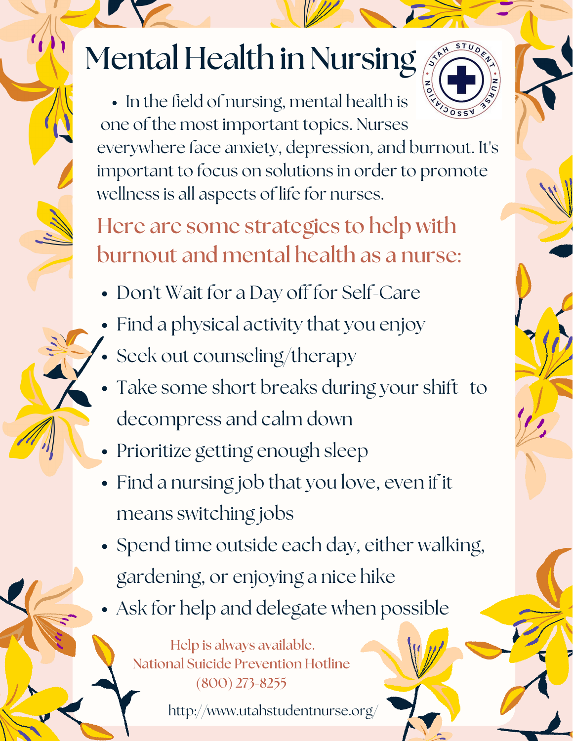# Mental Health in Nursing

- In the field of nursing, mental health is one of the most important topics. Nurses everywhere face anxiety, depression, and burnout. It's important to focus on solutions in order to promote wellness is all aspects of life for nurses.

## Here are some strategies to help with burnout and mental health as a nurse:

- Don't Wait for a Day off for Self-Care
- Find a physical activity that you enjoy
- Seek out counseling/therapy
- Take some short breaks during your shift to decompress and calm down
- Prioritize getting enough sleep
- Find a nursing job that you love, even if it means switching jobs
- Spend time outside each day, either walking, gardening, or enjoying a nice hike
- Ask for help and delegate when possible

Help is always available.
National Suicide Prevention Hotline
(800) 273-8255

http://www.utahstudentnurse.org/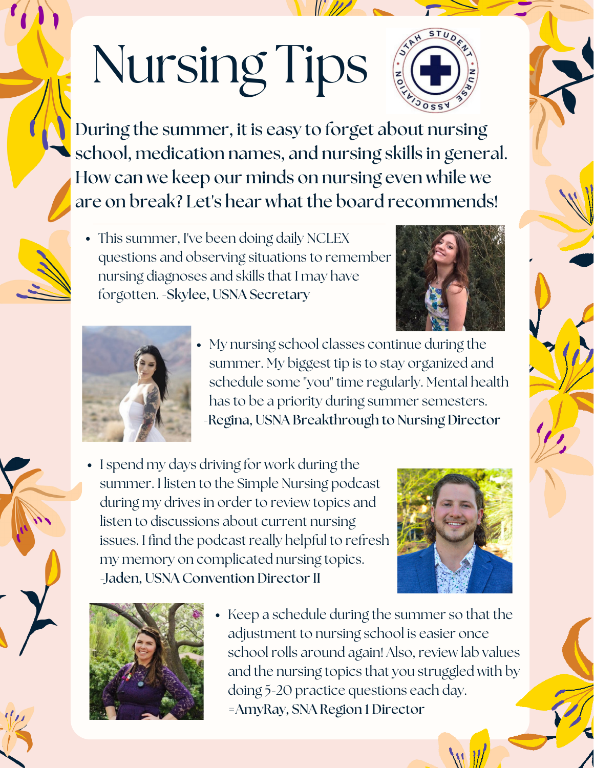# Nursing Tips

**During the summer, it is easy to forget about nursing school, medication names, and nursing skills in general. How can we keep our minds on nursing even while we are on break? Let's hear what the board recommends!**

---

- This summer, I've been doing daily NCLEX questions and observing situations to remember nursing diagnoses and skills that I may have forgotten. -**Skylee, USNA Secretary**
- My nursing school classes continue during the summer. My biggest tip is to stay organized and schedule some "you" time regularly. Mental health has to be a priority during summer semesters. -**Regina, USNA Breakthrough to Nursing Director**
- I spend my days driving for work during the summer. I listen to the Simple Nursing podcast during my drives in order to review topics and listen to discussions about current nursing issues. I find the podcast really helpful to refresh my memory on complicated nursing topics. -**Jaden, USNA Convention Director II**
- Keep a schedule during the summer so that the adjustment to nursing school is easier once school rolls around again! Also, review lab values and the nursing topics that you struggled with by doing 5-20 practice questions each day. =**AmyRay, SNA Region 1 Director**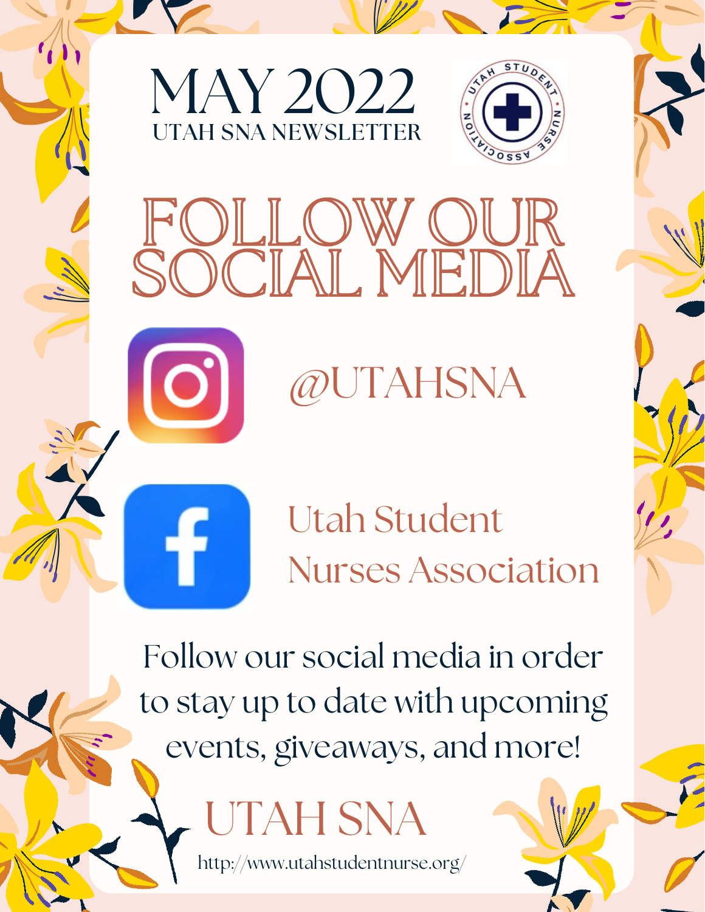# MAY 2022

UTAH SNA NEWSLETTER

# FOLLOW OUR SOCIAL MEDIA

@UTAHSNA

Utah Student Nurses Association

Follow our social media in order to stay up to date with upcoming events, giveaways, and more!

## UTAH SNA

http://www.utahstudentnurse.org/